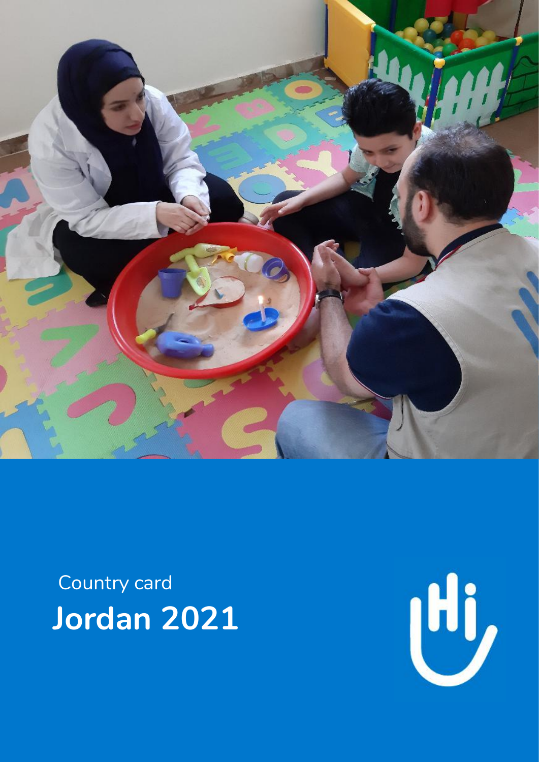Country card

# Jordan 2021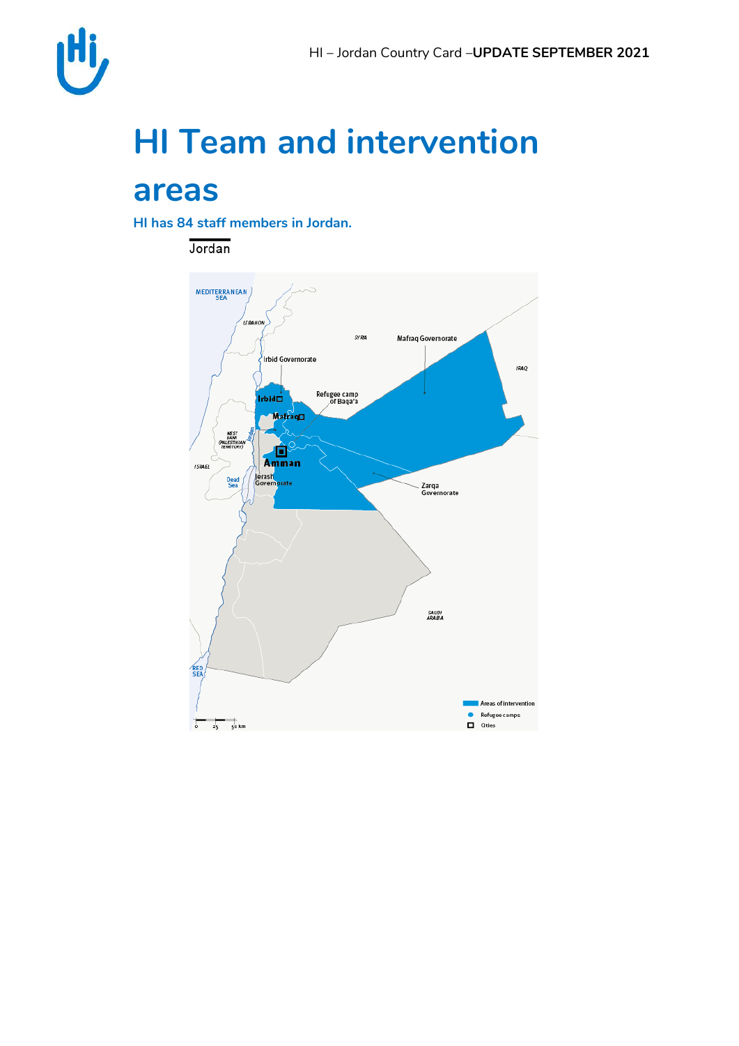# HI Team and intervention areas

**HI has 84 staff members in Jordan.**

Jordan

MEDITERRANEAN SEA

LEBANON

SYRIA

Mafraq Governorate

Irbid Governorate

IRAQ

Refugee camp of Baqa'a

Irbid

Mafraq

WEST BANK (PALESTINIAN TERRITORY)

Jordan

Amman

ISRAEL

Dead Sea

Jerash Governorate

Zarqa Governorate

SAUDI ARABIA

RED SEA

Areas of intervention

Refugee camps

Cities

0 25 50 km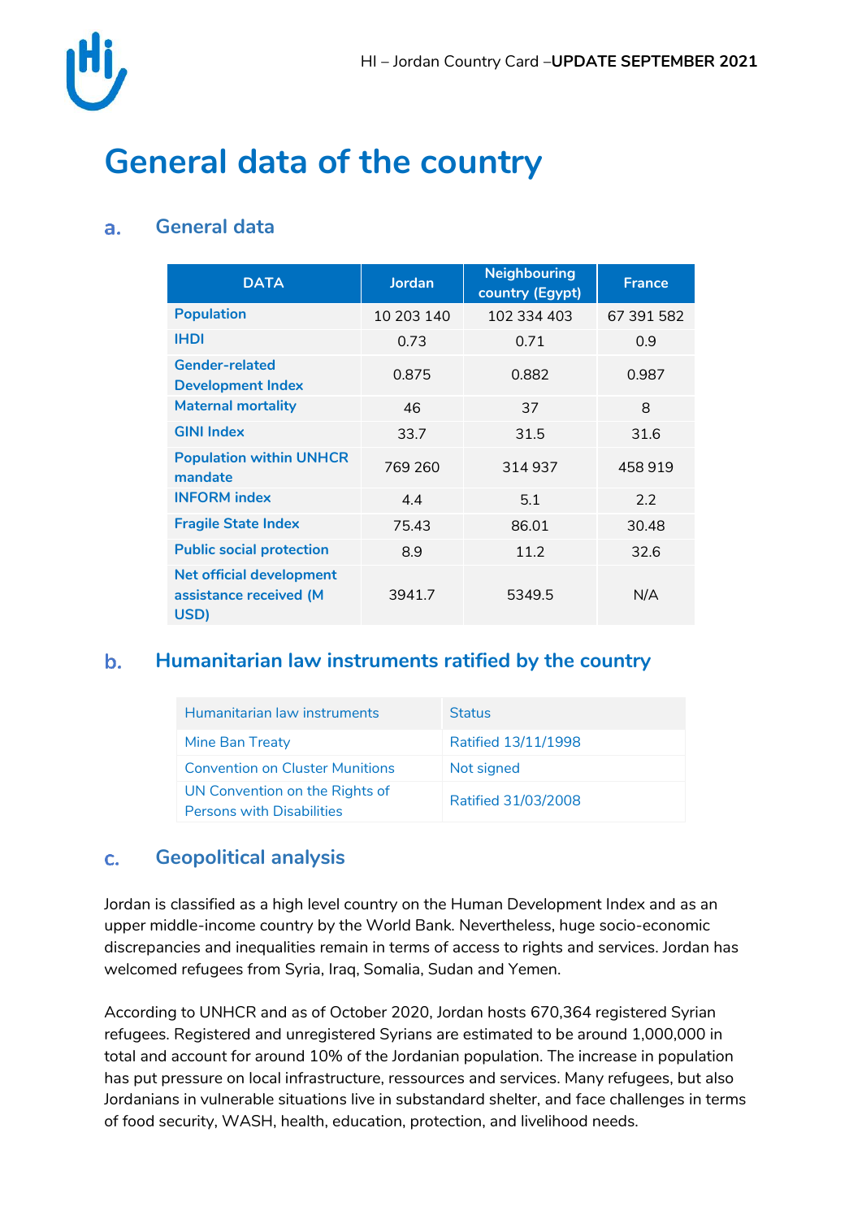# General data of the country

## a. General data

| DATA | Jordan | Neighbouring country (Egypt) | France |
| --- | --- | --- | --- |
| Population | 10 203 140 | 102 334 403 | 67 391 582 |
| IHDI | 0.73 | 0.71 | 0.9 |
| Gender-related Development Index | 0.875 | 0.882 | 0.987 |
| Maternal mortality | 46 | 37 | 8 |
| GINI Index | 33.7 | 31.5 | 31.6 |
| Population within UNHCR mandate | 769 260 | 314 937 | 458 919 |
| INFORM index | 4.4 | 5.1 | 2.2 |
| Fragile State Index | 75.43 | 86.01 | 30.48 |
| Public social protection | 8.9 | 11.2 | 32.6 |
| Net official development assistance received (M USD) | 3941.7 | 5349.5 | N/A |

## b. Humanitarian law instruments ratified by the country

| Humanitarian law instruments | Status |
| --- | --- |
| Mine Ban Treaty | Ratified 13/11/1998 |
| Convention on Cluster Munitions | Not signed |
| UN Convention on the Rights of Persons with Disabilities | Ratified 31/03/2008 |

## c. Geopolitical analysis

Jordan is classified as a high level country on the Human Development Index and as an upper middle-income country by the World Bank. Nevertheless, huge socio-economic discrepancies and inequalities remain in terms of access to rights and services. Jordan has welcomed refugees from Syria, Iraq, Somalia, Sudan and Yemen.

According to UNHCR and as of October 2020, Jordan hosts 670,364 registered Syrian refugees. Registered and unregistered Syrians are estimated to be around 1,000,000 in total and account for around 10% of the Jordanian population. The increase in population has put pressure on local infrastructure, ressources and services. Many refugees, but also Jordanians in vulnerable situations live in substandard shelter, and face challenges in terms of food security, WASH, health, education, protection, and livelihood needs.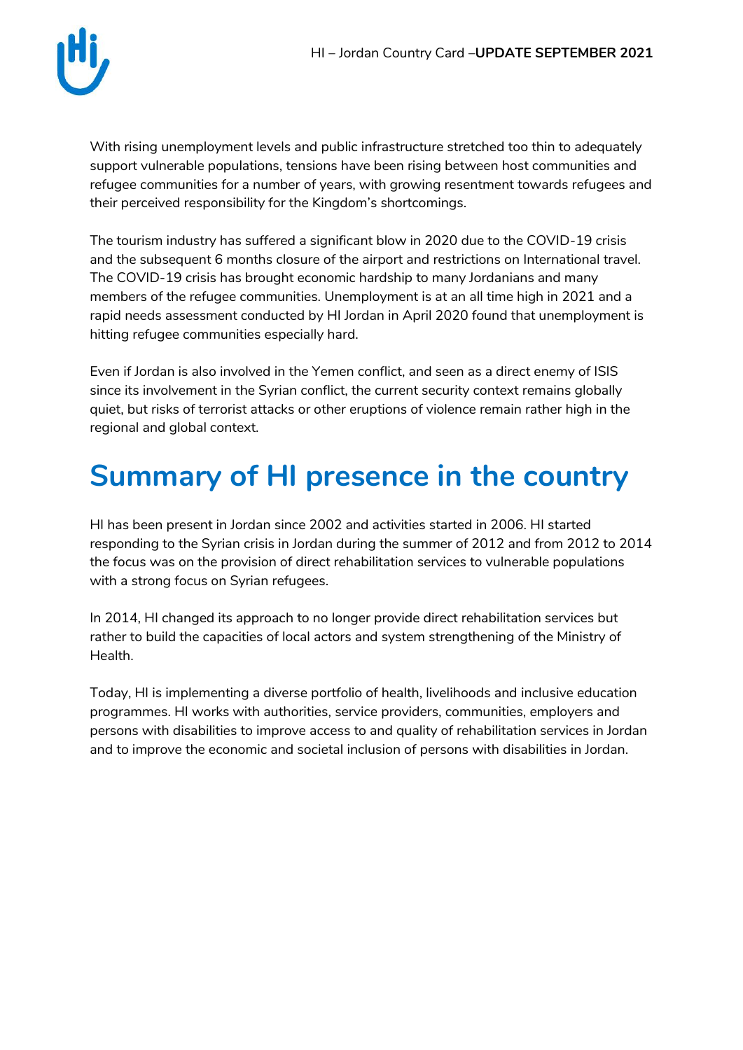With rising unemployment levels and public infrastructure stretched too thin to adequately support vulnerable populations, tensions have been rising between host communities and refugee communities for a number of years, with growing resentment towards refugees and their perceived responsibility for the Kingdom's shortcomings.

The tourism industry has suffered a significant blow in 2020 due to the COVID-19 crisis and the subsequent 6 months closure of the airport and restrictions on International travel. The COVID-19 crisis has brought economic hardship to many Jordanians and many members of the refugee communities. Unemployment is at an all time high in 2021 and a rapid needs assessment conducted by HI Jordan in April 2020 found that unemployment is hitting refugee communities especially hard.

Even if Jordan is also involved in the Yemen conflict, and seen as a direct enemy of ISIS since its involvement in the Syrian conflict, the current security context remains globally quiet, but risks of terrorist attacks or other eruptions of violence remain rather high in the regional and global context.

# Summary of HI presence in the country

HI has been present in Jordan since 2002 and activities started in 2006. HI started responding to the Syrian crisis in Jordan during the summer of 2012 and from 2012 to 2014 the focus was on the provision of direct rehabilitation services to vulnerable populations with a strong focus on Syrian refugees.

In 2014, HI changed its approach to no longer provide direct rehabilitation services but rather to build the capacities of local actors and system strengthening of the Ministry of Health.

Today, HI is implementing a diverse portfolio of health, livelihoods and inclusive education programmes. HI works with authorities, service providers, communities, employers and persons with disabilities to improve access to and quality of rehabilitation services in Jordan and to improve the economic and societal inclusion of persons with disabilities in Jordan.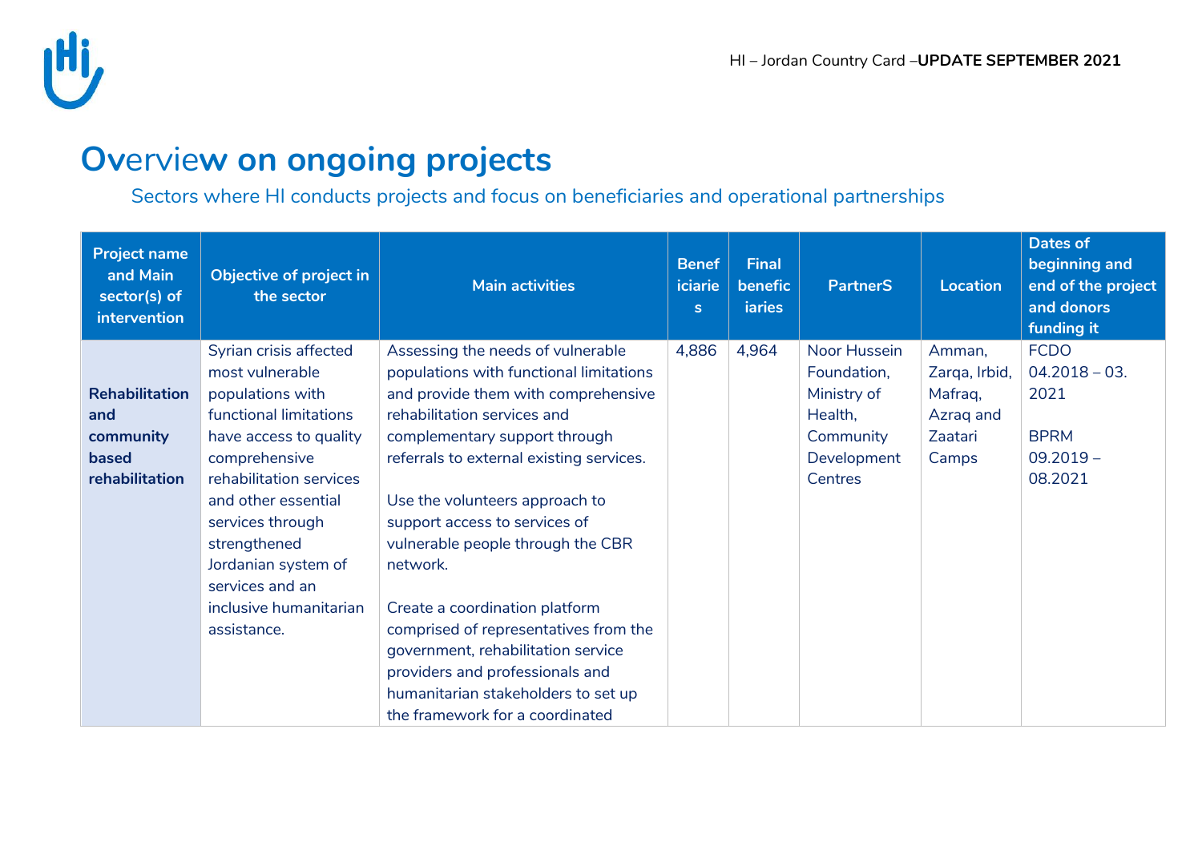# Overview on ongoing projects

Sectors where HI conducts projects and focus on beneficiaries and operational partnerships

| Project name and Main sector(s) of intervention | Objective of project in the sector | Main activities | Beneficiaries | Final beneficiaries | PartnerS | Location | Dates of beginning and end of the project and donors funding it |
|---|---|---|---|---|---|---|---|
| **Rehabilitation and community based rehabilitation** | Syrian crisis affected most vulnerable populations with functional limitations have access to quality comprehensive rehabilitation services and other essential services through strengthened Jordanian system of services and an inclusive humanitarian assistance. | Assessing the needs of vulnerable populations with functional limitations and provide them with comprehensive rehabilitation services and complementary support through referrals to external existing services.<br><br>Use the volunteers approach to support access to services of vulnerable people through the CBR network.<br><br>Create a coordination platform comprised of representatives from the government, rehabilitation service providers and professionals and humanitarian stakeholders to set up the framework for a coordinated | 4,886 | 4,964 | Noor Hussein Foundation, Ministry of Health, Community Development Centres | Amman, Zarqa, Irbid, Mafraq, Azraq and Zaatari Camps | FCDO 04.2018 – 03. 2021<br><br>BPRM 09.2019 – 08.2021 |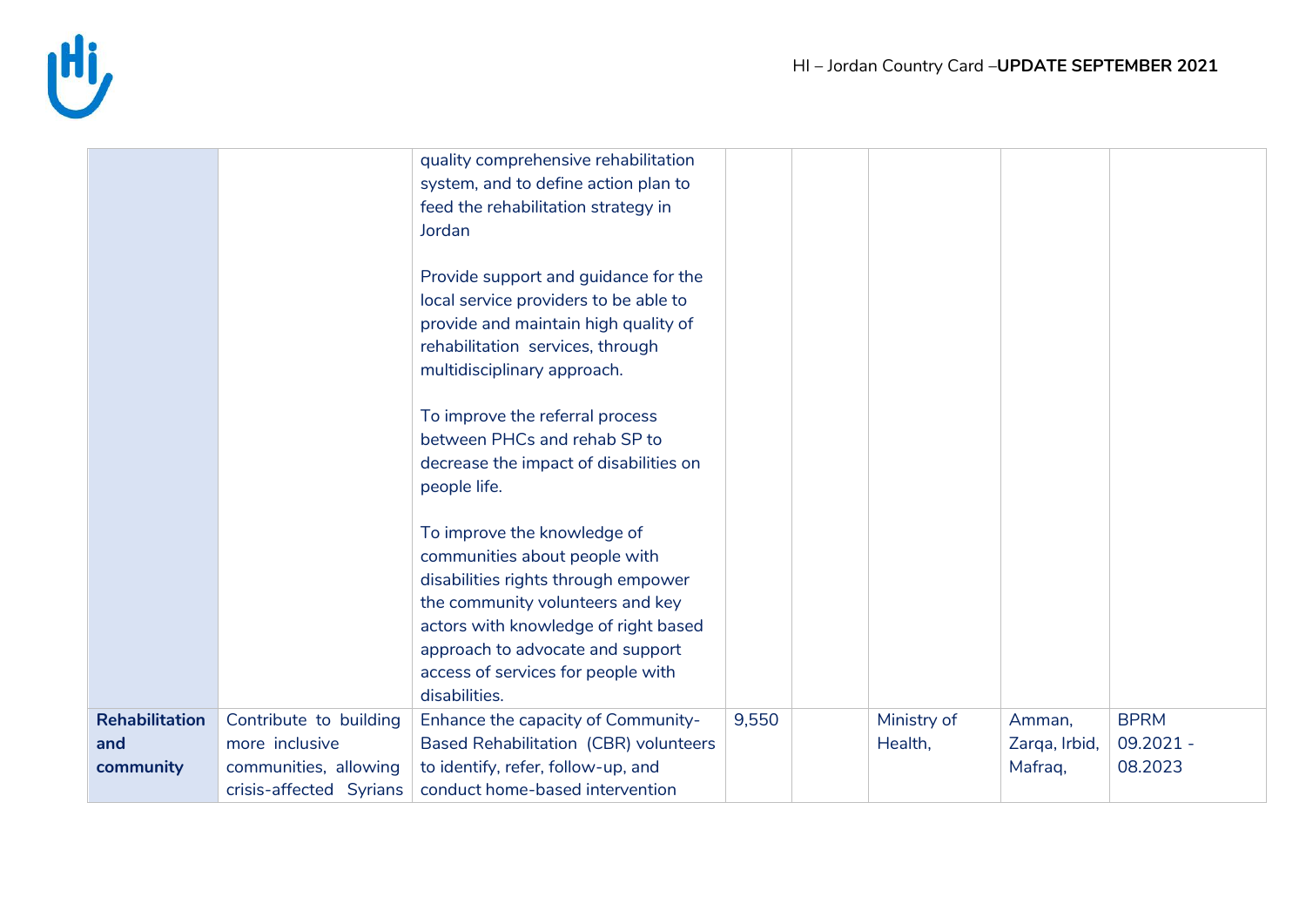| | | | | | | | |
|---|---|---|---|---|---|---|---|
| | | quality comprehensive rehabilitation system, and to define action plan to feed the rehabilitation strategy in Jordan<br><br>Provide support and guidance for the local service providers to be able to provide and maintain high quality of rehabilitation services, through multidisciplinary approach.<br><br>To improve the referral process between PHCs and rehab SP to decrease the impact of disabilities on people life.<br><br>To improve the knowledge of communities about people with disabilities rights through empower the community volunteers and key actors with knowledge of right based approach to advocate and support access of services for people with disabilities. | | | | | |
| **Rehabilitation and community** | Contribute to building more inclusive communities, allowing crisis-affected Syrians | Enhance the capacity of Community-Based Rehabilitation (CBR) volunteers to identify, refer, follow-up, and conduct home-based intervention | 9,550 | | Ministry of Health, | Amman, Zarqa, Irbid, Mafraq, | BPRM 09.2021 - 08.2023 |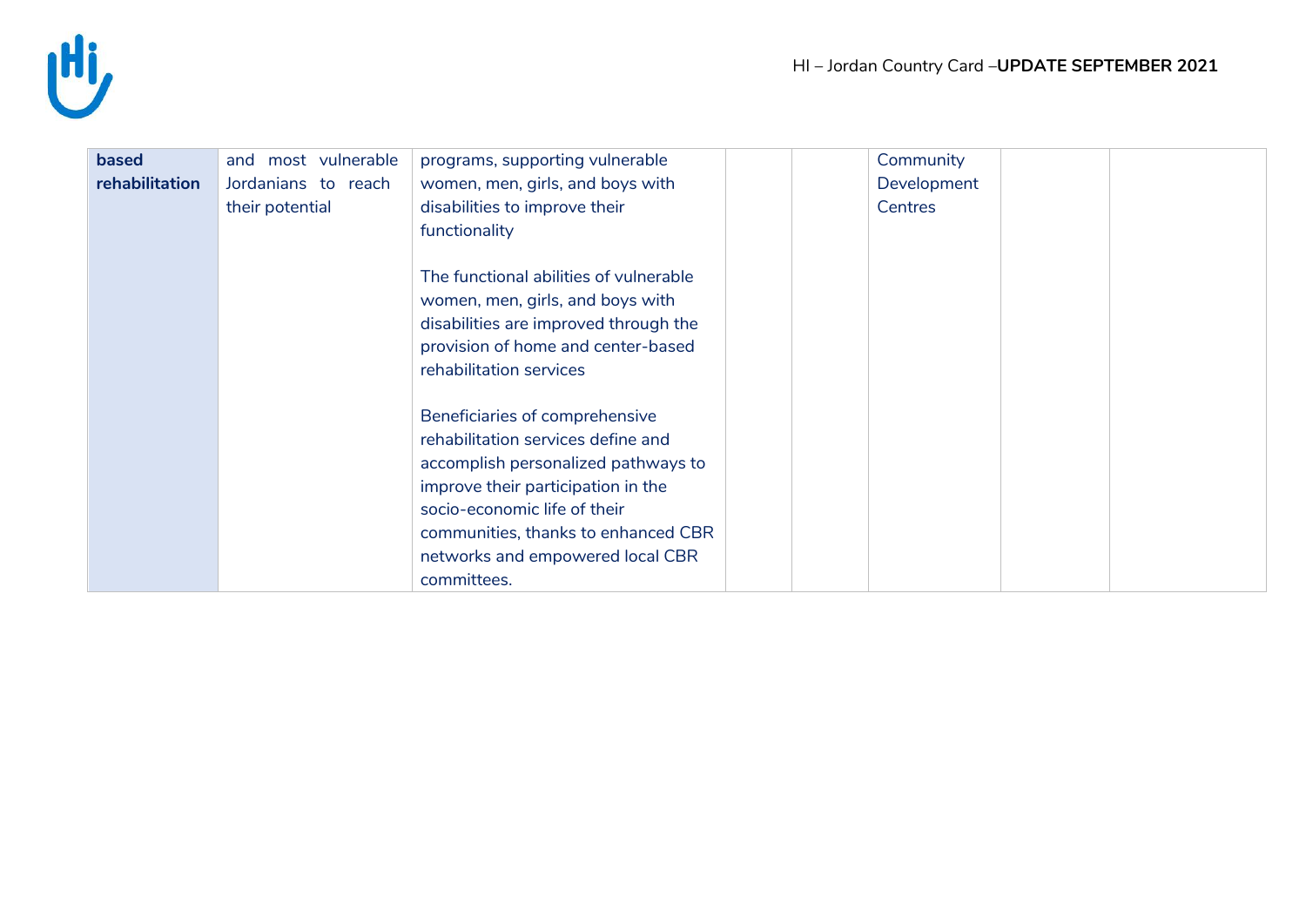| | | | | | | | |
|---|---|---|---|---|---|---|---|
| **based rehabilitation** | and most vulnerable Jordanians to reach their potential | programs, supporting vulnerable women, men, girls, and boys with disabilities to improve their functionality<br><br>The functional abilities of vulnerable women, men, girls, and boys with disabilities are improved through the provision of home and center-based rehabilitation services<br><br>Beneficiaries of comprehensive rehabilitation services define and accomplish personalized pathways to improve their participation in the socio-economic life of their communities, thanks to enhanced CBR networks and empowered local CBR committees. | | | Community Development Centres | | |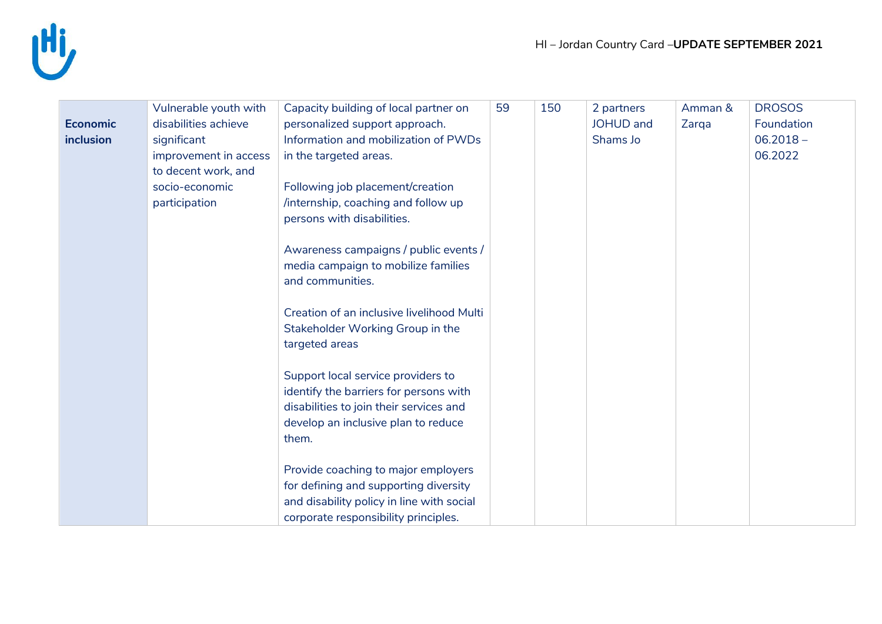| | | | | | | | |
|---|---|---|---|---|---|---|---|
| **Economic inclusion** | Vulnerable youth with disabilities achieve significant improvement in access to decent work, and socio-economic participation | Capacity building of local partner on personalized support approach. Information and mobilization of PWDs in the targeted areas.<br><br>Following job placement/creation /internship, coaching and follow up persons with disabilities.<br><br>Awareness campaigns / public events / media campaign to mobilize families and communities.<br><br>Creation of an inclusive livelihood Multi Stakeholder Working Group in the targeted areas<br><br>Support local service providers to identify the barriers for persons with disabilities to join their services and develop an inclusive plan to reduce them.<br><br>Provide coaching to major employers for defining and supporting diversity and disability policy in line with social corporate responsibility principles. | 59 | 150 | 2 partners JOHUD and Shams Jo | Amman & Zarqa | DROSOS Foundation 06.2018 – 06.2022 |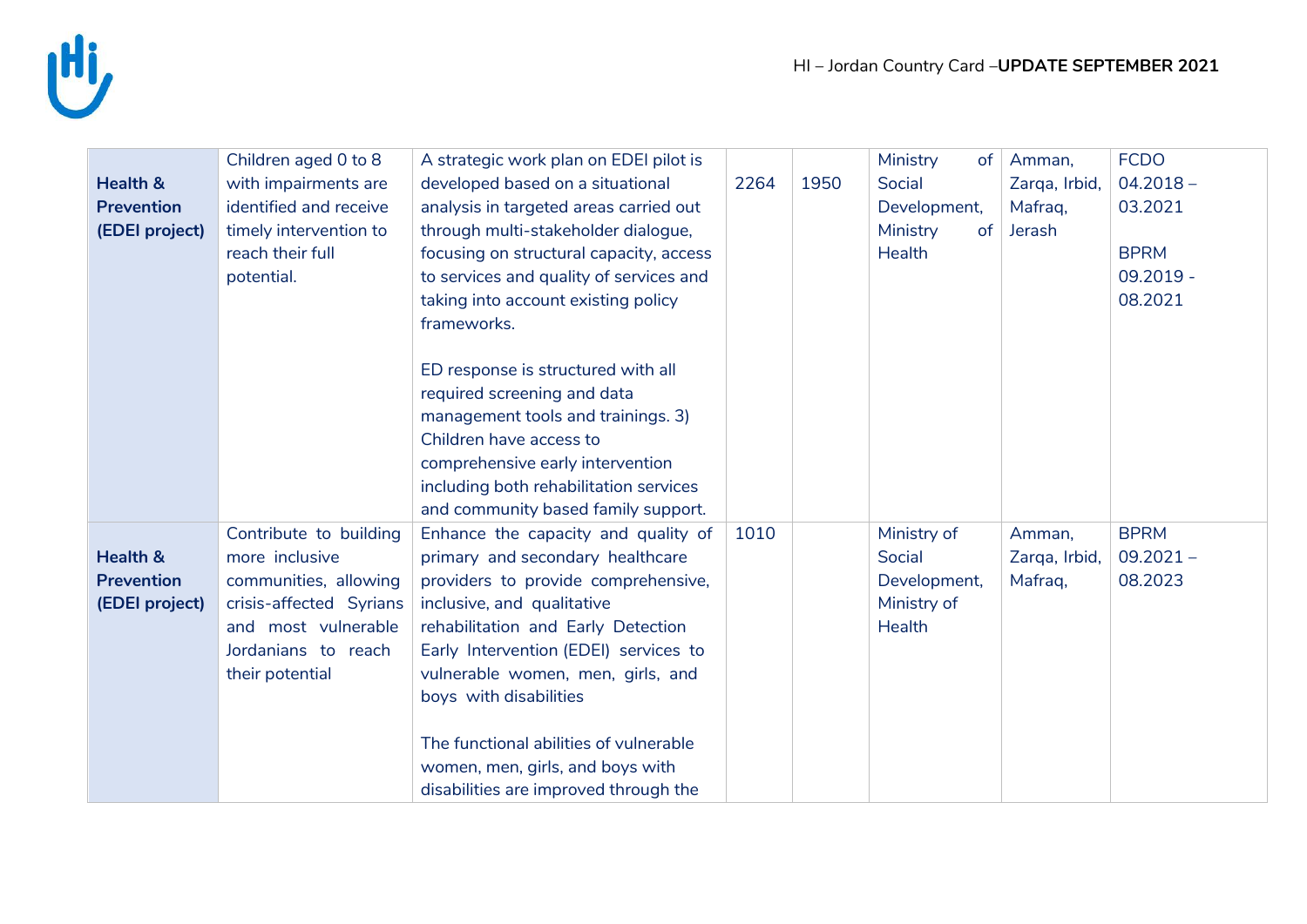| | | | | | | | |
|---|---|---|---|---|---|---|---|
| **Health & Prevention (EDEI project)** | Children aged 0 to 8 with impairments are identified and receive timely intervention to reach their full potential. | A strategic work plan on EDEI pilot is developed based on a situational analysis in targeted areas carried out through multi-stakeholder dialogue, focusing on structural capacity, access to services and quality of services and taking into account existing policy frameworks.<br><br>ED response is structured with all required screening and data management tools and trainings. 3) Children have access to comprehensive early intervention including both rehabilitation services and community based family support. | 2264 | 1950 | Ministry of Social Development, Ministry of Health | Amman, Zarqa, Irbid, Mafraq, Jerash | FCDO 04.2018 – 03.2021<br><br>BPRM 09.2019 - 08.2021 |
| **Health & Prevention (EDEI project)** | Contribute to building more inclusive communities, allowing crisis-affected Syrians and most vulnerable Jordanians to reach their potential | Enhance the capacity and quality of primary and secondary healthcare providers to provide comprehensive, inclusive, and qualitative rehabilitation and Early Detection Early Intervention (EDEI) services to vulnerable women, men, girls, and boys with disabilities<br><br>The functional abilities of vulnerable women, men, girls, and boys with disabilities are improved through the | 1010 | | Ministry of Social Development, Ministry of Health | Amman, Zarqa, Irbid, Mafraq, | BPRM 09.2021 – 08.2023 |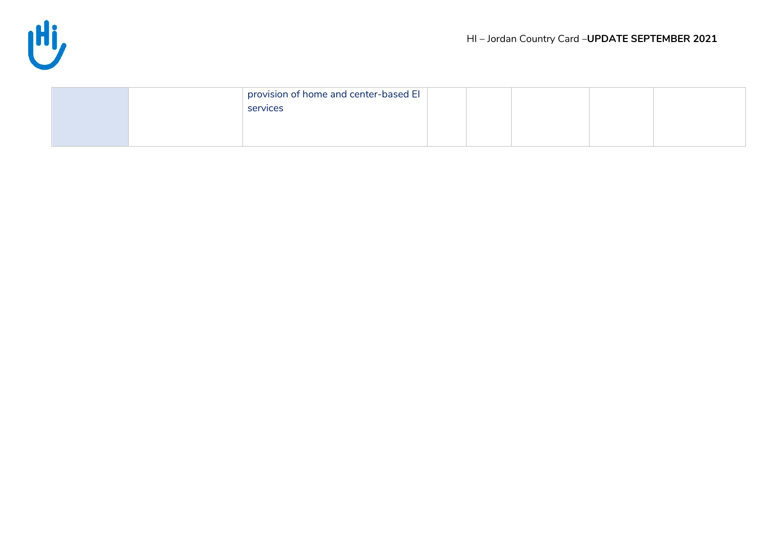| | | | | | | | |
|---|---|---|---|---|---|---|---|
| | | provision of home and center-based EI services | | | | | |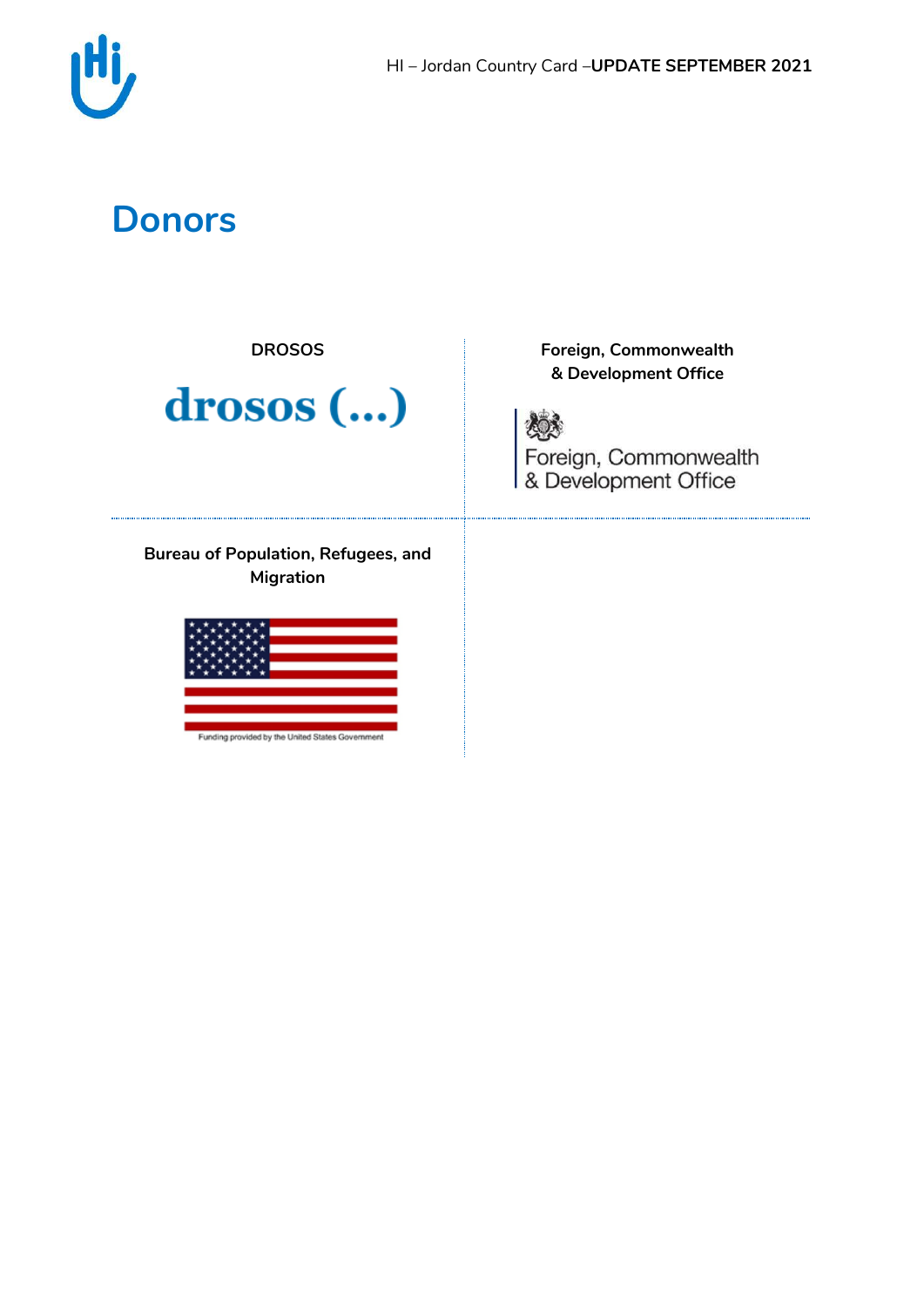# Donors

| | |
|---|---|
| **DROSOS** | **Foreign, Commonwealth & Development Office** |
| drosos (...) | Foreign, Commonwealth & Development Office |
| **Bureau of Population, Refugees, and Migration** | |
| Funding provided by the United States Government | |